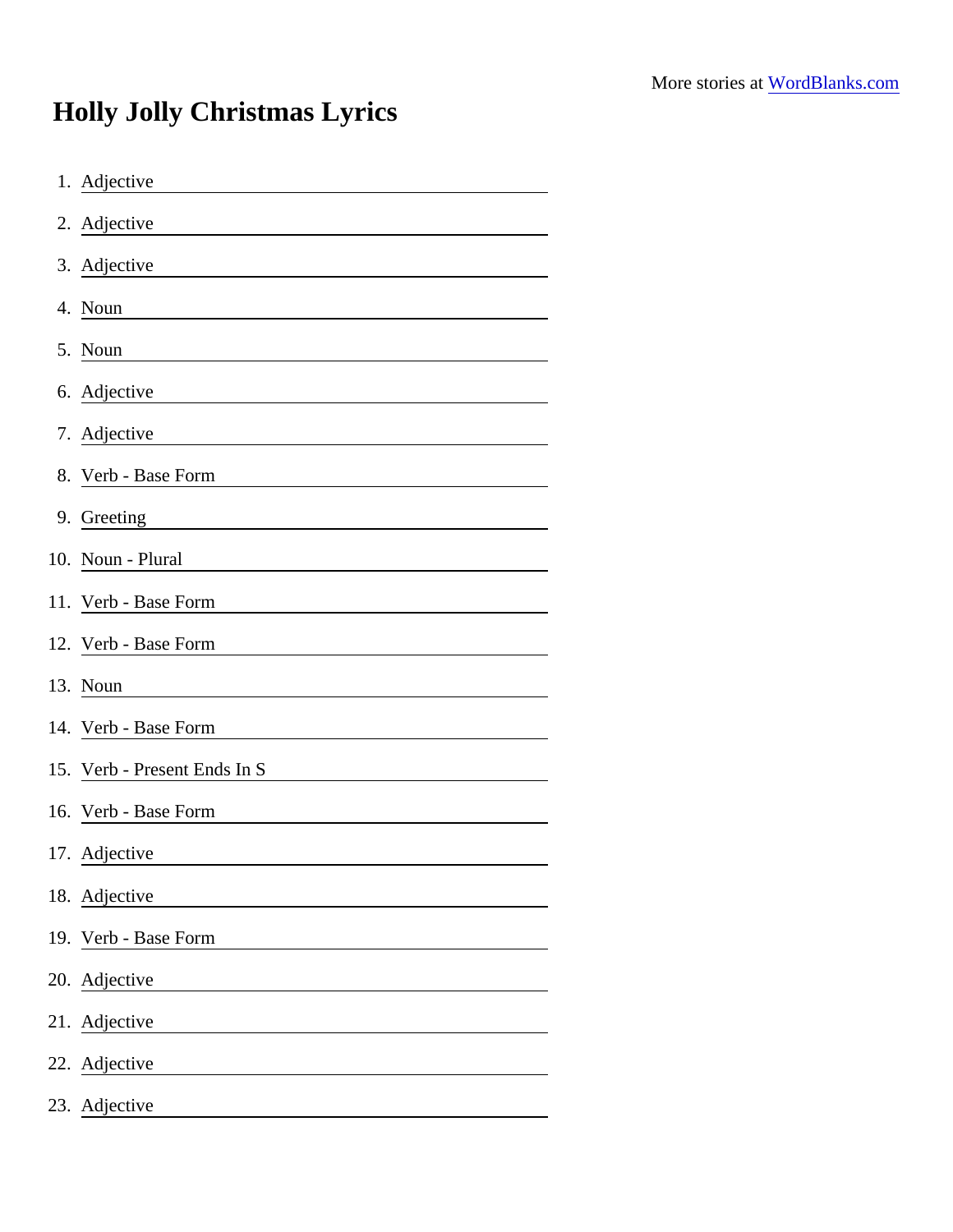More stories at [WordBlanks.com](https://WordBlanks.com)

# Holly Jolly Christmas Lyrics

1. Adjective ______________________
2. Adjective ______________________
3. Adjective ______________________
4. Noun ______________________
5. Noun ______________________
6. Adjective ______________________
7. Adjective ______________________
8. Verb - Base Form ______________________
9. Greeting ______________________
10. Noun - Plural ______________________
11. Verb - Base Form ______________________
12. Verb - Base Form ______________________
13. Noun ______________________
14. Verb - Base Form ______________________
15. Verb - Present Ends In S ______________________
16. Verb - Base Form ______________________
17. Adjective ______________________
18. Adjective ______________________
19. Verb - Base Form ______________________
20. Adjective ______________________
21. Adjective ______________________
22. Adjective ______________________
23. Adjective ______________________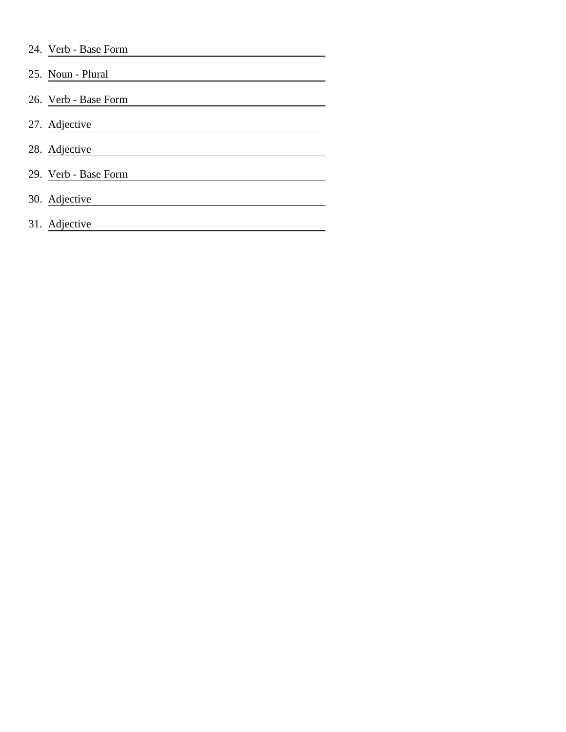24. Verb - Base Form ______________________________

25. Noun - Plural ______________________________

26. Verb - Base Form ______________________________

27. Adjective ______________________________

28. Adjective ______________________________

29. Verb - Base Form ______________________________

30. Adjective ______________________________

31. Adjective ______________________________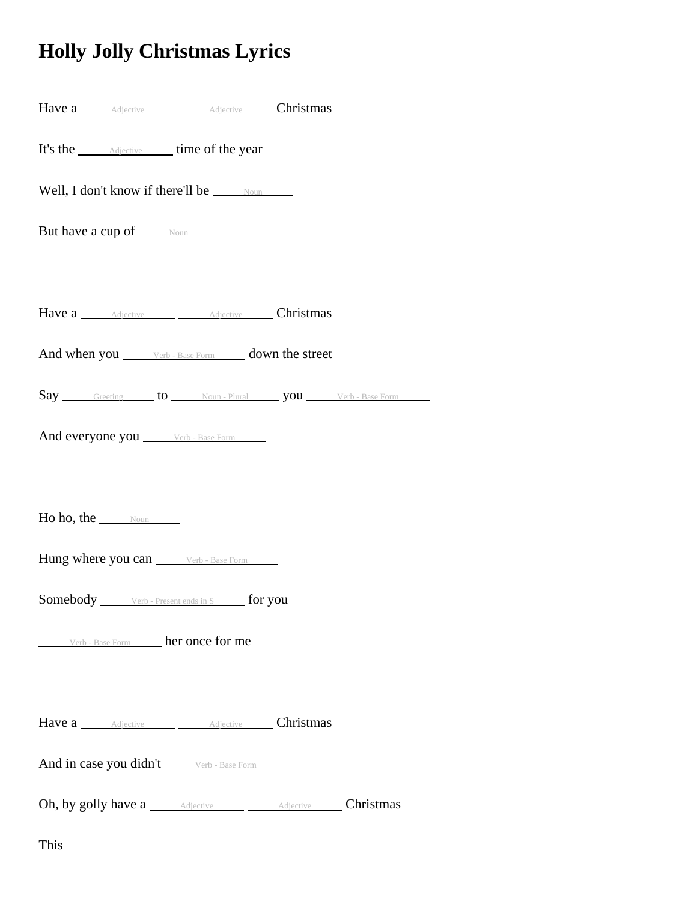# Holly Jolly Christmas Lyrics

Have a ____Adjective____ ____Adjective____ Christmas

It's the ____Adjective____ time of the year

Well, I don't know if there'll be ____Noun____

But have a cup of ____Noun____

Have a ____Adjective____ ____Adjective____ Christmas

And when you ____Verb - Base Form____ down the street

Say ____Greeting____ to ____Noun - Plural____ you ____Verb - Base Form____

And everyone you ____Verb - Base Form____

Ho ho, the ____Noun____

Hung where you can ____Verb - Base Form____

Somebody ____Verb - Present ends in S____ for you

____Verb - Base Form____ her once for me

Have a ____Adjective____ ____Adjective____ Christmas

And in case you didn't ____Verb - Base Form____

Oh, by golly have a ____Adjective____ ____Adjective____ Christmas

This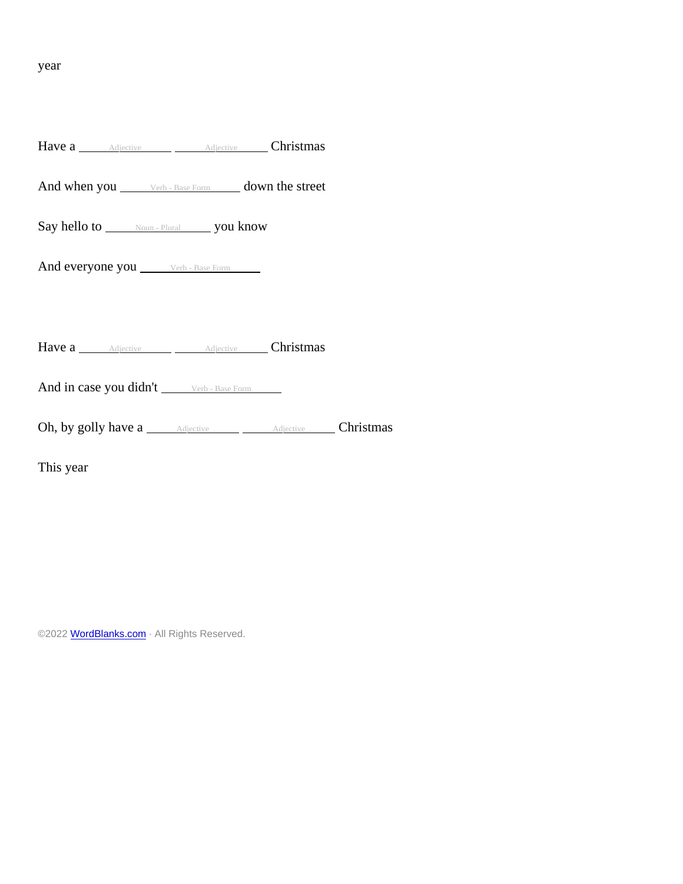year

Have a \_\_\_Adjective\_\_\_ \_\_\_Adjective\_\_\_ Christmas

And when you \_\_\_Verb - Base Form\_\_\_ down the street

Say hello to \_\_\_Noun - Plural\_\_\_ you know

And everyone you \_\_\_Verb - Base Form\_\_\_

Have a \_\_\_Adjective\_\_\_ \_\_\_Adjective\_\_\_ Christmas

And in case you didn't \_\_\_Verb - Base Form\_\_\_

Oh, by golly have a \_\_\_Adjective\_\_\_ \_\_\_Adjective\_\_\_ Christmas

This year

©2022 [WordBlanks.com](https://www.wordblanks.com) · All Rights Reserved.